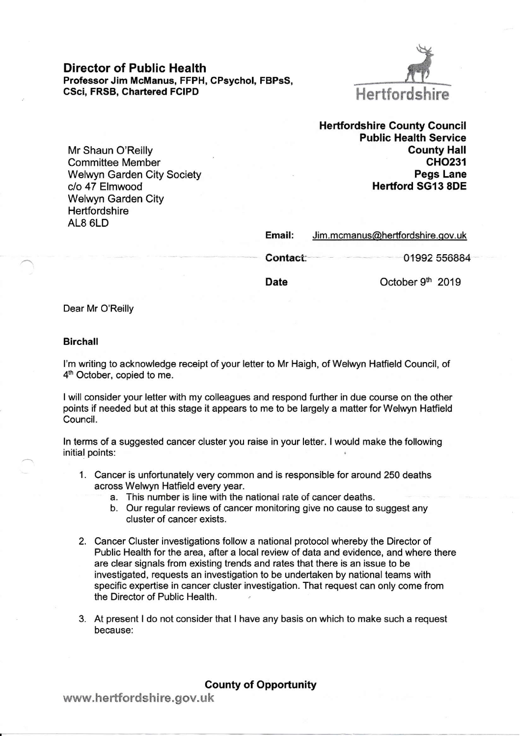## Director of Public Health

**Professor Jim McManus, FFPH, CPsychol, FBPsS, CSci, FRSB, Chartered FCIPD**

Hertfordshire

**Hertfordshire County Council**
**Public Health Service**
**County Hall**
**CHO231**
**Pegs Lane**
**Hertford SG13 8DE**

Mr Shaun O'Reilly
Committee Member
Welwyn Garden City Society
c/o 47 Elmwood
Welwyn Garden City
Hertfordshire
AL8 6LD

**Email:** Jim.mcmanus@hertfordshire.gov.uk

**Contact:** 01992 556884

**Date** October 9th 2019

Dear Mr O'Reilly

**Birchall**

I'm writing to acknowledge receipt of your letter to Mr Haigh, of Welwyn Hatfield Council, of 4th October, copied to me.

I will consider your letter with my colleagues and respond further in due course on the other points if needed but at this stage it appears to me to be largely a matter for Welwyn Hatfield Council.

In terms of a suggested cancer cluster you raise in your letter. I would make the following initial points:

1. Cancer is unfortunately very common and is responsible for around 250 deaths across Welwyn Hatfield every year.
   a. This number is line with the national rate of cancer deaths.
   b. Our regular reviews of cancer monitoring give no cause to suggest any cluster of cancer exists.

2. Cancer Cluster investigations follow a national protocol whereby the Director of Public Health for the area, after a local review of data and evidence, and where there are clear signals from existing trends and rates that there is an issue to be investigated, requests an investigation to be undertaken by national teams with specific expertise in cancer cluster investigation. That request can only come from the Director of Public Health.

3. At present I do not consider that I have any basis on which to make such a request because:

**County of Opportunity**

www.hertfordshire.gov.uk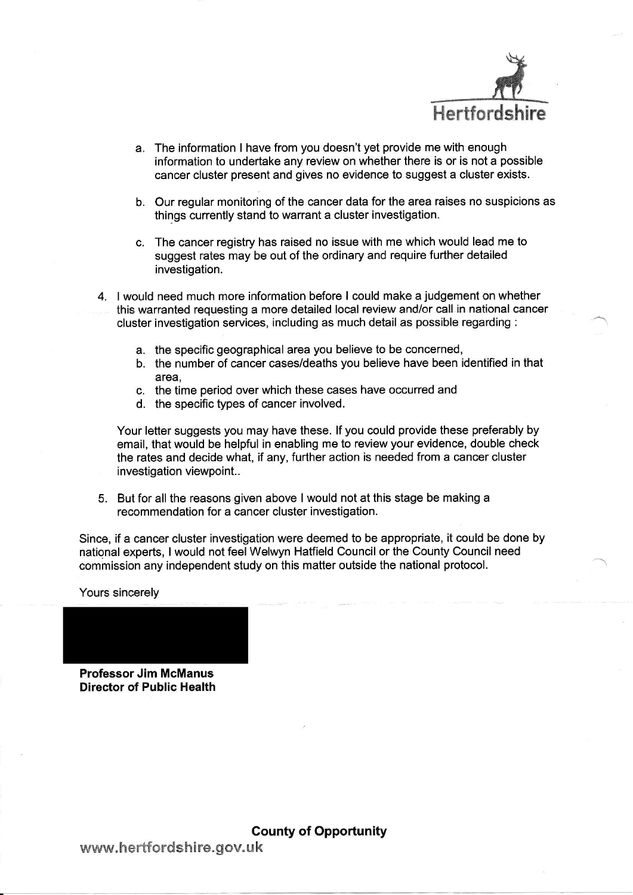Hertfordshire

a. The information I have from you doesn't yet provide me with enough information to undertake any review on whether there is or is not a possible cancer cluster present and gives no evidence to suggest a cluster exists.

b. Our regular monitoring of the cancer data for the area raises no suspicions as things currently stand to warrant a cluster investigation.

c. The cancer registry has raised no issue with me which would lead me to suggest rates may be out of the ordinary and require further detailed investigation.

4. I would need much more information before I could make a judgement on whether this warranted requesting a more detailed local review and/or call in national cancer cluster investigation services, including as much detail as possible regarding :

   a. the specific geographical area you believe to be concerned,
   b. the number of cancer cases/deaths you believe have been identified in that area,
   c. the time period over which these cases have occurred and
   d. the specific types of cancer involved.

   Your letter suggests you may have these. If you could provide these preferably by email, that would be helpful in enabling me to review your evidence, double check the rates and decide what, if any, further action is needed from a cancer cluster investigation viewpoint..

5. But for all the reasons given above I would not at this stage be making a recommendation for a cancer cluster investigation.

Since, if a cancer cluster investigation were deemed to be appropriate, it could be done by national experts, I would not feel Welwyn Hatfield Council or the County Council need commission any independent study on this matter outside the national protocol.

Yours sincerely

**Professor Jim McManus**
**Director of Public Health**

**County of Opportunity**
www.hertfordshire.gov.uk